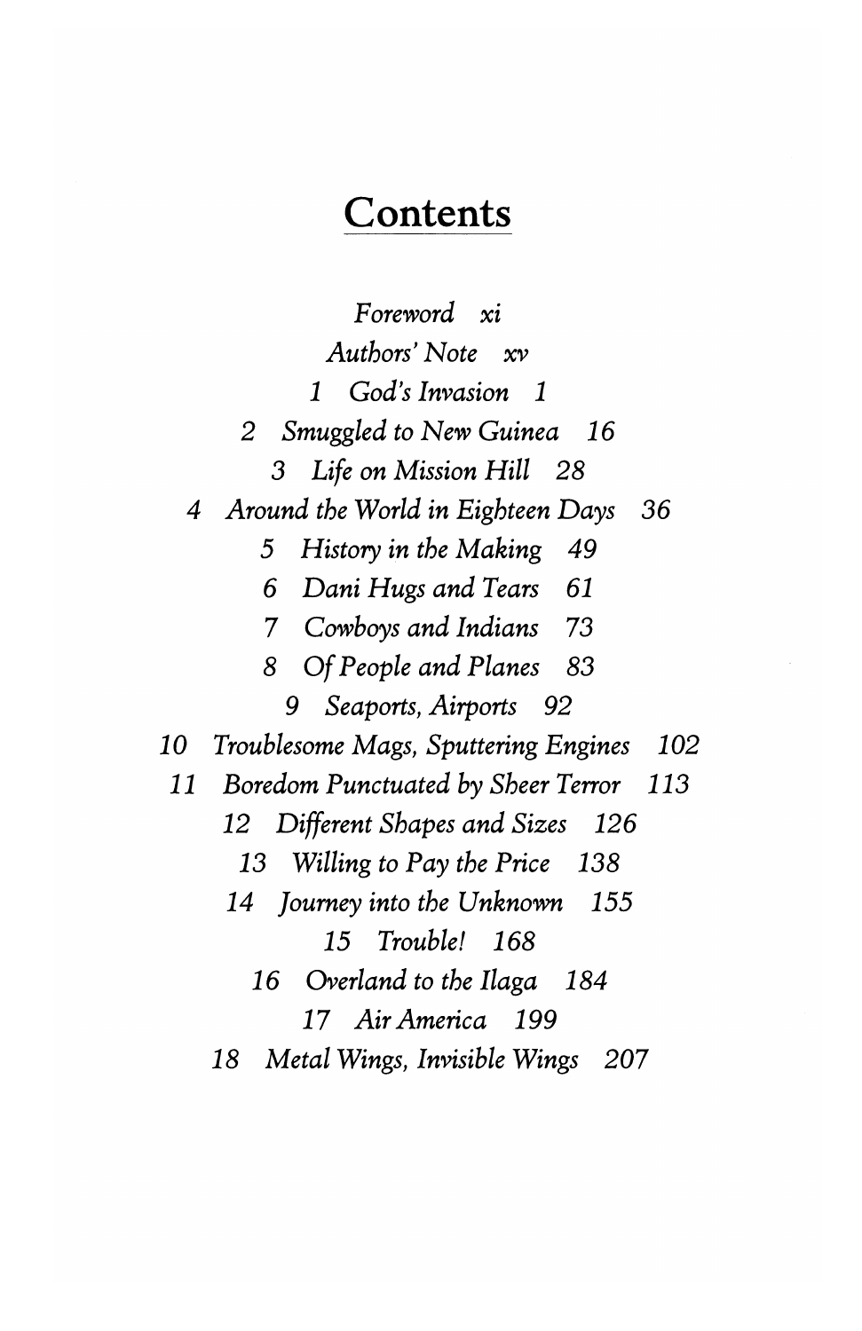# Contents

*Foreword xi*

*Authors' Note xv*

1 *God's Invasion* 1

2 *Smuggled to New Guinea* 16

3 *Life on Mission Hill* 28

4 *Around the World in Eighteen Days* 36

5 *History in the Making* 49

6 *Dani Hugs and Tears* 61

7 *Cowboys and Indians* 73

8 *Of People and Planes* 83

9 *Seaports, Airports* 92

10 *Troublesome Mags, Sputtering Engines* 102

11 *Boredom Punctuated by Sheer Terror* 113

12 *Different Shapes and Sizes* 126

13 *Willing to Pay the Price* 138

14 *Journey into the Unknown* 155

15 *Trouble!* 168

16 *Overland to the Ilaga* 184

17 *Air America* 199

18 *Metal Wings, Invisible Wings* 207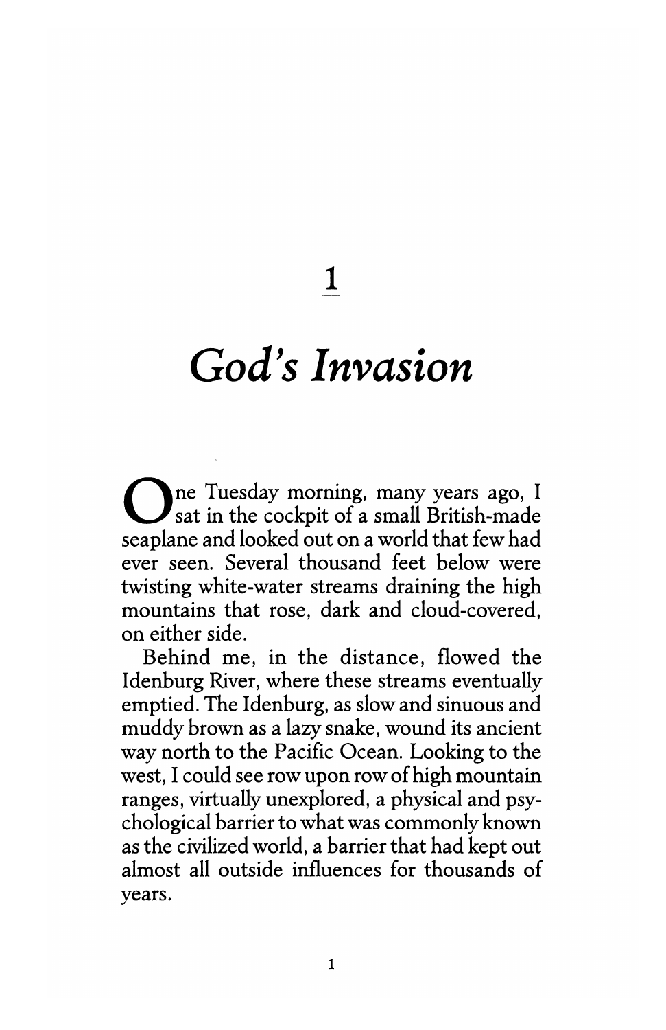# 1

# *God's Invasion*

One Tuesday morning, many years ago, I sat in the cockpit of a small British-made seaplane and looked out on a world that few had ever seen. Several thousand feet below were twisting white-water streams draining the high mountains that rose, dark and cloud-covered, on either side.

Behind me, in the distance, flowed the Idenburg River, where these streams eventually emptied. The Idenburg, as slow and sinuous and muddy brown as a lazy snake, wound its ancient way north to the Pacific Ocean. Looking to the west, I could see row upon row of high mountain ranges, virtually unexplored, a physical and psychological barrier to what was commonly known as the civilized world, a barrier that had kept out almost all outside influences for thousands of years.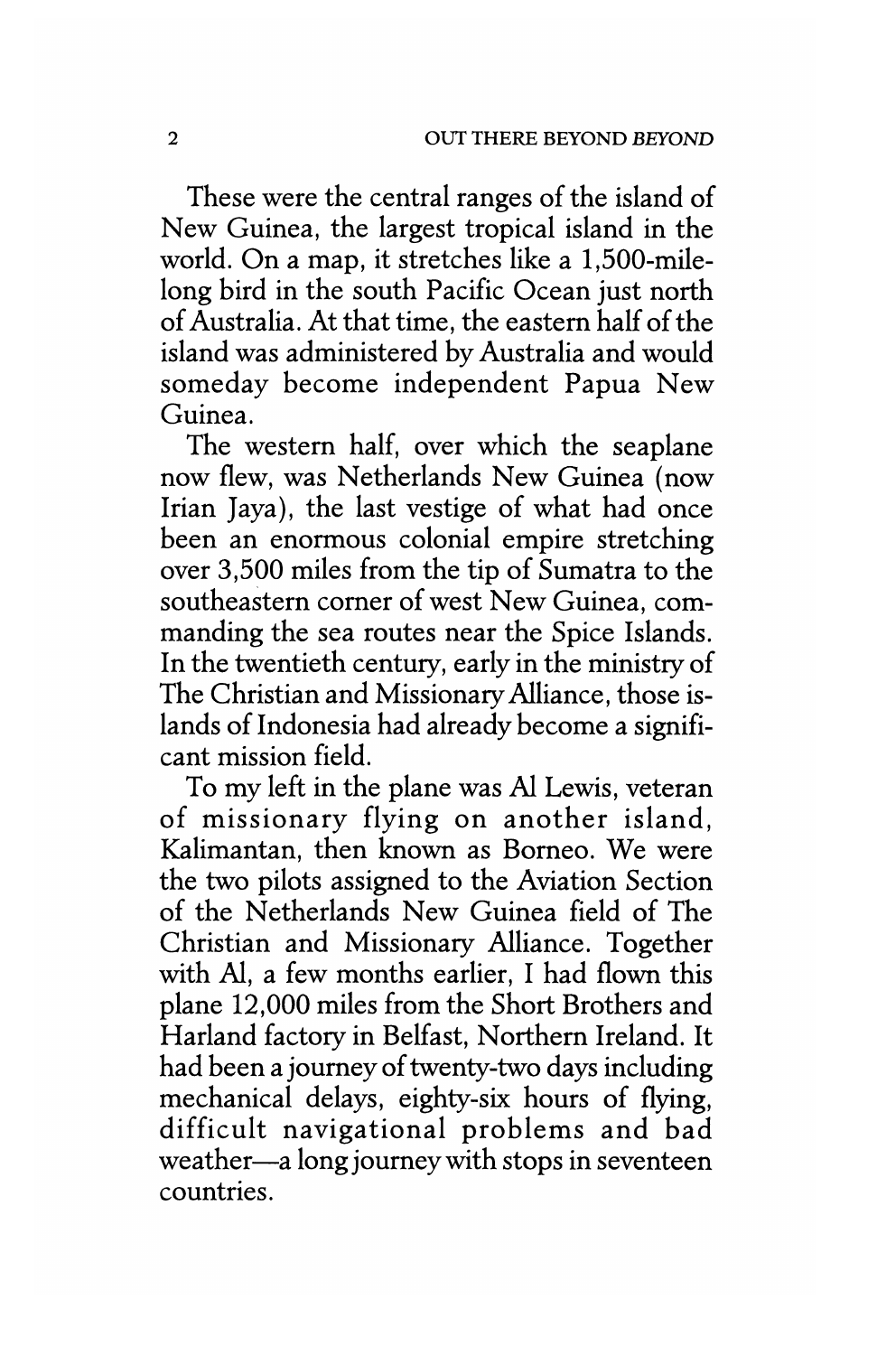These were the central ranges of the island of New Guinea, the largest tropical island in the world. On a map, it stretches like a 1,500-mile-long bird in the south Pacific Ocean just north of Australia. At that time, the eastern half of the island was administered by Australia and would someday become independent Papua New Guinea.

The western half, over which the seaplane now flew, was Netherlands New Guinea (now Irian Jaya), the last vestige of what had once been an enormous colonial empire stretching over 3,500 miles from the tip of Sumatra to the southeastern corner of west New Guinea, commanding the sea routes near the Spice Islands. In the twentieth century, early in the ministry of The Christian and Missionary Alliance, those islands of Indonesia had already become a significant mission field.

To my left in the plane was Al Lewis, veteran of missionary flying on another island, Kalimantan, then known as Borneo. We were the two pilots assigned to the Aviation Section of the Netherlands New Guinea field of The Christian and Missionary Alliance. Together with Al, a few months earlier, I had flown this plane 12,000 miles from the Short Brothers and Harland factory in Belfast, Northern Ireland. It had been a journey of twenty-two days including mechanical delays, eighty-six hours of flying, difficult navigational problems and bad weather—a long journey with stops in seventeen countries.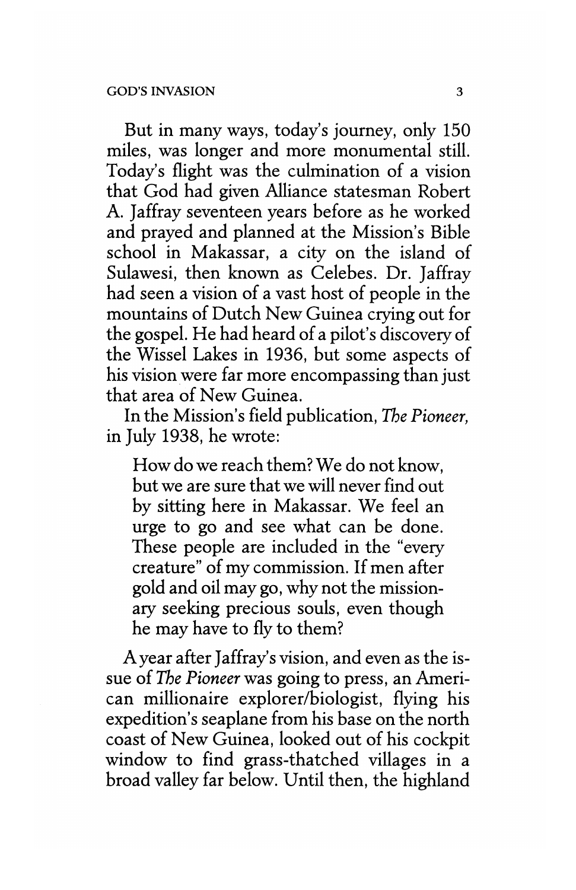But in many ways, today's journey, only 150 miles, was longer and more monumental still. Today's flight was the culmination of a vision that God had given Alliance statesman Robert A. Jaffray seventeen years before as he worked and prayed and planned at the Mission's Bible school in Makassar, a city on the island of Sulawesi, then known as Celebes. Dr. Jaffray had seen a vision of a vast host of people in the mountains of Dutch New Guinea crying out for the gospel. He had heard of a pilot's discovery of the Wissel Lakes in 1936, but some aspects of his vision were far more encompassing than just that area of New Guinea.

In the Mission's field publication, *The Pioneer,* in July 1938, he wrote:

> How do we reach them? We do not know, but we are sure that we will never find out by sitting here in Makassar. We feel an urge to go and see what can be done. These people are included in the "every creature" of my commission. If men after gold and oil may go, why not the missionary seeking precious souls, even though he may have to fly to them?

A year after Jaffray's vision, and even as the issue of *The Pioneer* was going to press, an American millionaire explorer/biologist, flying his expedition's seaplane from his base on the north coast of New Guinea, looked out of his cockpit window to find grass-thatched villages in a broad valley far below. Until then, the highland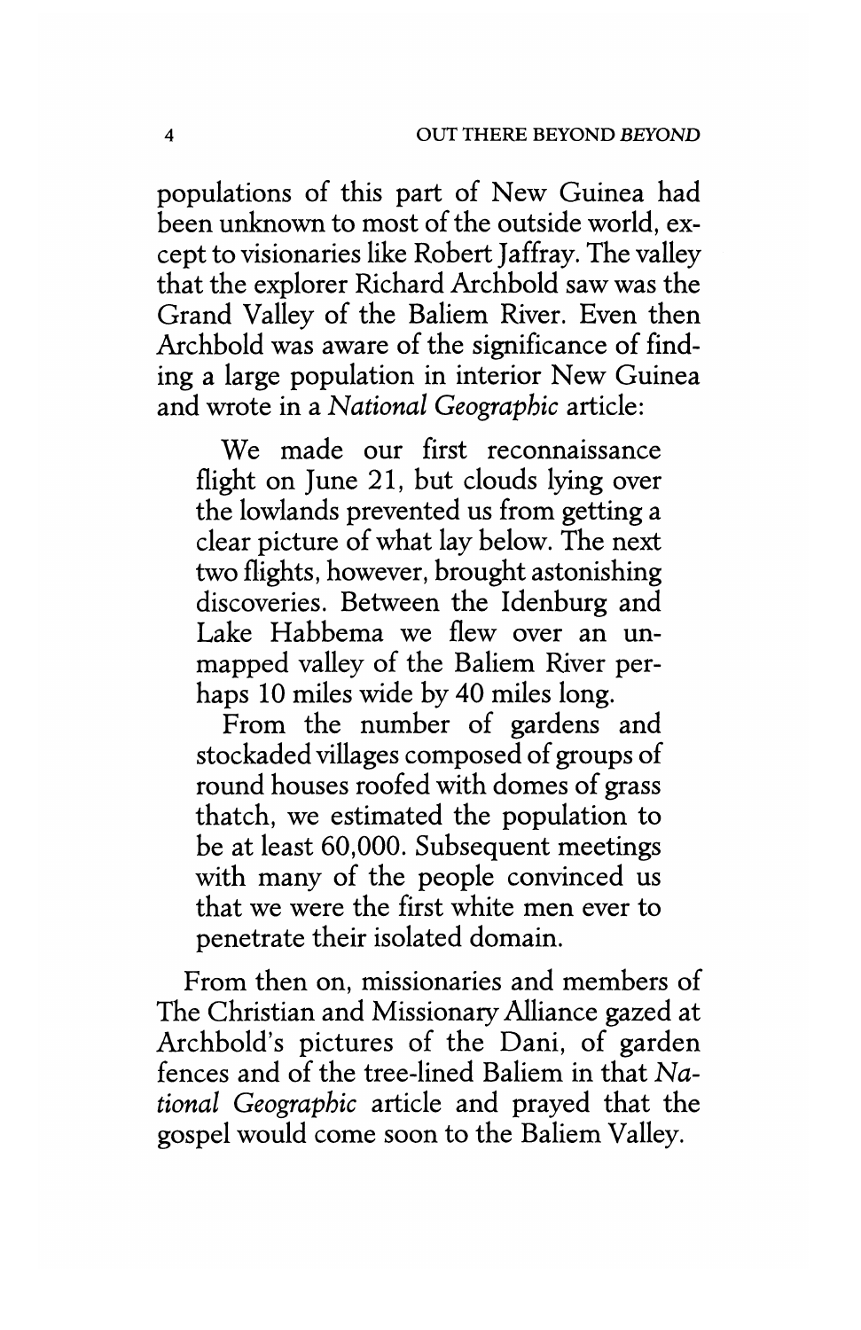populations of this part of New Guinea had been unknown to most of the outside world, except to visionaries like Robert Jaffray. The valley that the explorer Richard Archbold saw was the Grand Valley of the Baliem River. Even then Archbold was aware of the significance of finding a large population in interior New Guinea and wrote in a *National Geographic* article:

> We made our first reconnaissance flight on June 21, but clouds lying over the lowlands prevented us from getting a clear picture of what lay below. The next two flights, however, brought astonishing discoveries. Between the Idenburg and Lake Habbema we flew over an unmapped valley of the Baliem River perhaps 10 miles wide by 40 miles long.
>
> From the number of gardens and stockaded villages composed of groups of round houses roofed with domes of grass thatch, we estimated the population to be at least 60,000. Subsequent meetings with many of the people convinced us that we were the first white men ever to penetrate their isolated domain.

From then on, missionaries and members of The Christian and Missionary Alliance gazed at Archbold's pictures of the Dani, of garden fences and of the tree-lined Baliem in that *National Geographic* article and prayed that the gospel would come soon to the Baliem Valley.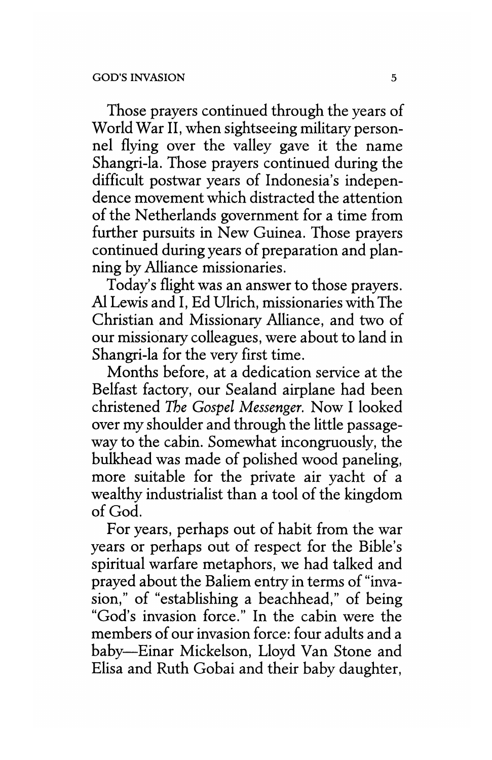Those prayers continued through the years of World War II, when sightseeing military personnel flying over the valley gave it the name Shangri-la. Those prayers continued during the difficult postwar years of Indonesia's independence movement which distracted the attention of the Netherlands government for a time from further pursuits in New Guinea. Those prayers continued during years of preparation and planning by Alliance missionaries.

Today's flight was an answer to those prayers. Al Lewis and I, Ed Ulrich, missionaries with The Christian and Missionary Alliance, and two of our missionary colleagues, were about to land in Shangri-la for the very first time.

Months before, at a dedication service at the Belfast factory, our Sealand airplane had been christened *The Gospel Messenger.* Now I looked over my shoulder and through the little passageway to the cabin. Somewhat incongruously, the bulkhead was made of polished wood paneling, more suitable for the private air yacht of a wealthy industrialist than a tool of the kingdom of God.

For years, perhaps out of habit from the war years or perhaps out of respect for the Bible's spiritual warfare metaphors, we had talked and prayed about the Baliem entry in terms of "invasion," of "establishing a beachhead," of being "God's invasion force." In the cabin were the members of our invasion force: four adults and a baby—Einar Mickelson, Lloyd Van Stone and Elisa and Ruth Gobai and their baby daughter,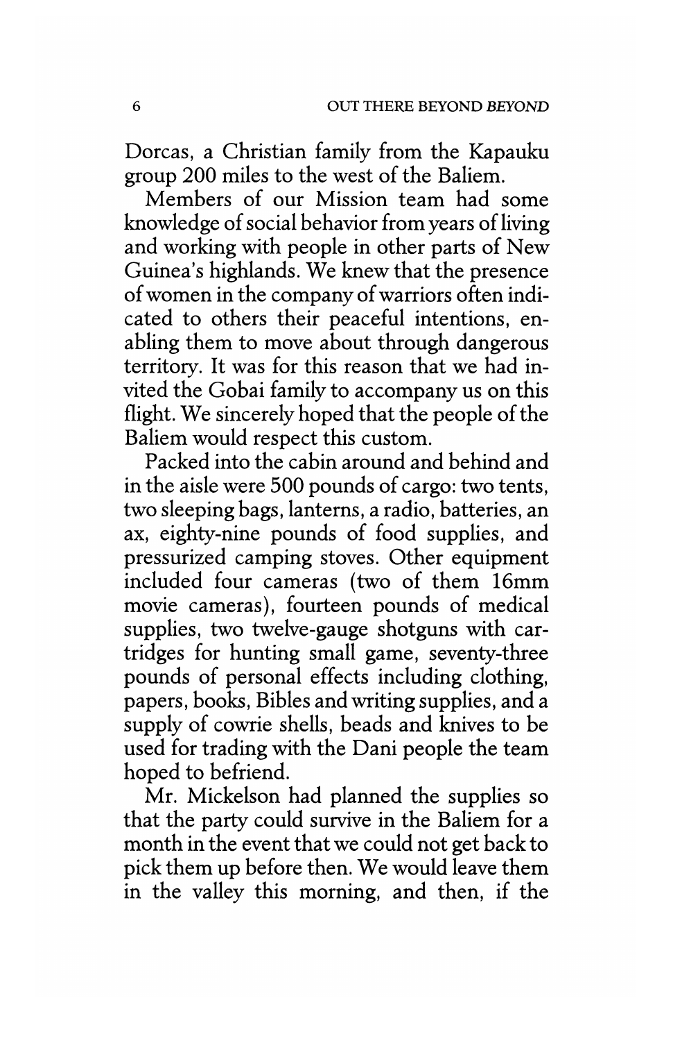Dorcas, a Christian family from the Kapauku group 200 miles to the west of the Baliem.

Members of our Mission team had some knowledge of social behavior from years of living and working with people in other parts of New Guinea's highlands. We knew that the presence of women in the company of warriors often indicated to others their peaceful intentions, enabling them to move about through dangerous territory. It was for this reason that we had invited the Gobai family to accompany us on this flight. We sincerely hoped that the people of the Baliem would respect this custom.

Packed into the cabin around and behind and in the aisle were 500 pounds of cargo: two tents, two sleeping bags, lanterns, a radio, batteries, an ax, eighty-nine pounds of food supplies, and pressurized camping stoves. Other equipment included four cameras (two of them 16mm movie cameras), fourteen pounds of medical supplies, two twelve-gauge shotguns with cartridges for hunting small game, seventy-three pounds of personal effects including clothing, papers, books, Bibles and writing supplies, and a supply of cowrie shells, beads and knives to be used for trading with the Dani people the team hoped to befriend.

Mr. Mickelson had planned the supplies so that the party could survive in the Baliem for a month in the event that we could not get back to pick them up before then. We would leave them in the valley this morning, and then, if the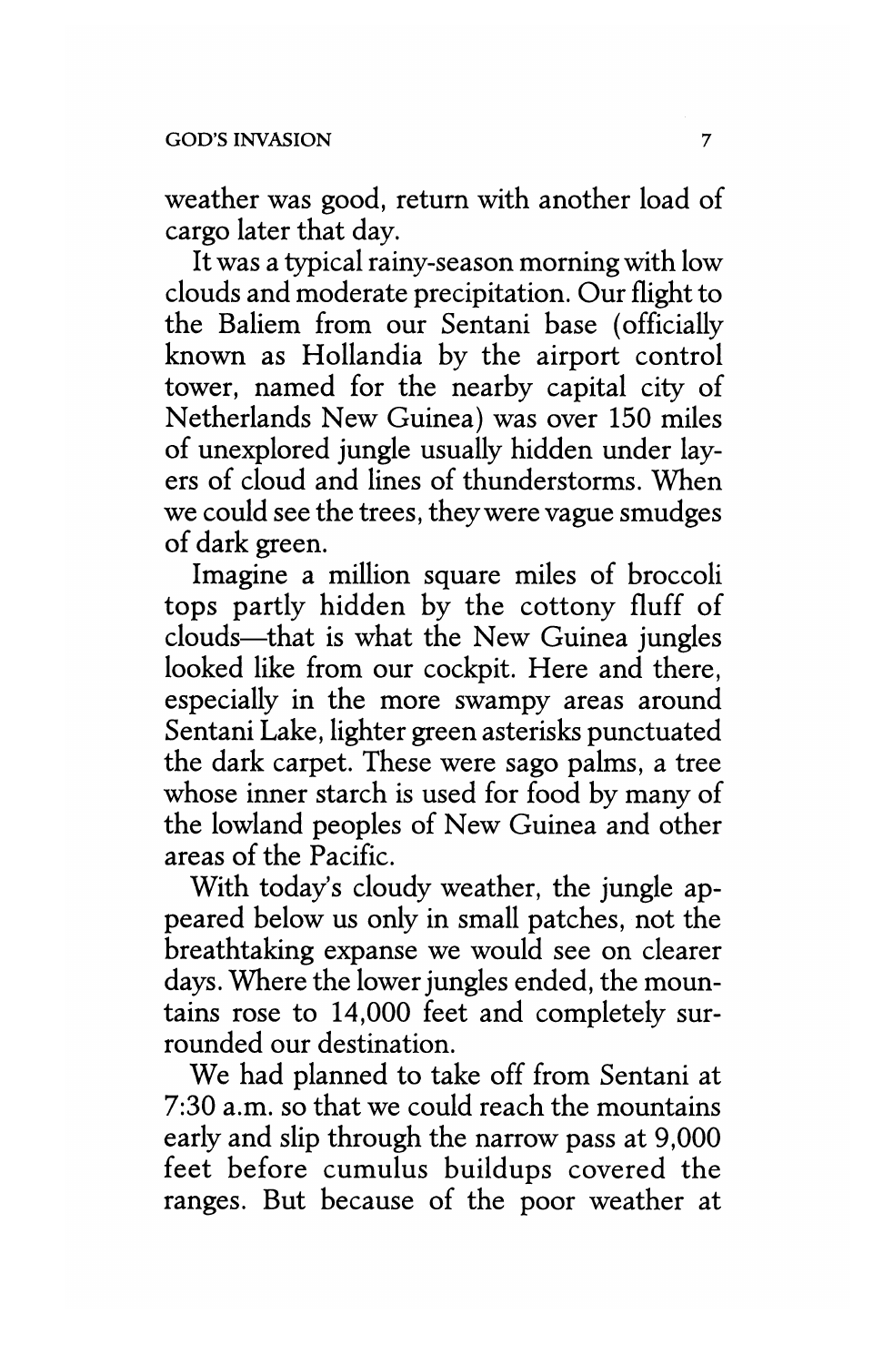weather was good, return with another load of cargo later that day.

It was a typical rainy-season morning with low clouds and moderate precipitation. Our flight to the Baliem from our Sentani base (officially known as Hollandia by the airport control tower, named for the nearby capital city of Netherlands New Guinea) was over 150 miles of unexplored jungle usually hidden under layers of cloud and lines of thunderstorms. When we could see the trees, they were vague smudges of dark green.

Imagine a million square miles of broccoli tops partly hidden by the cottony fluff of clouds—that is what the New Guinea jungles looked like from our cockpit. Here and there, especially in the more swampy areas around Sentani Lake, lighter green asterisks punctuated the dark carpet. These were sago palms, a tree whose inner starch is used for food by many of the lowland peoples of New Guinea and other areas of the Pacific.

With today's cloudy weather, the jungle appeared below us only in small patches, not the breathtaking expanse we would see on clearer days. Where the lower jungles ended, the mountains rose to 14,000 feet and completely surrounded our destination.

We had planned to take off from Sentani at 7:30 a.m. so that we could reach the mountains early and slip through the narrow pass at 9,000 feet before cumulus buildups covered the ranges. But because of the poor weather at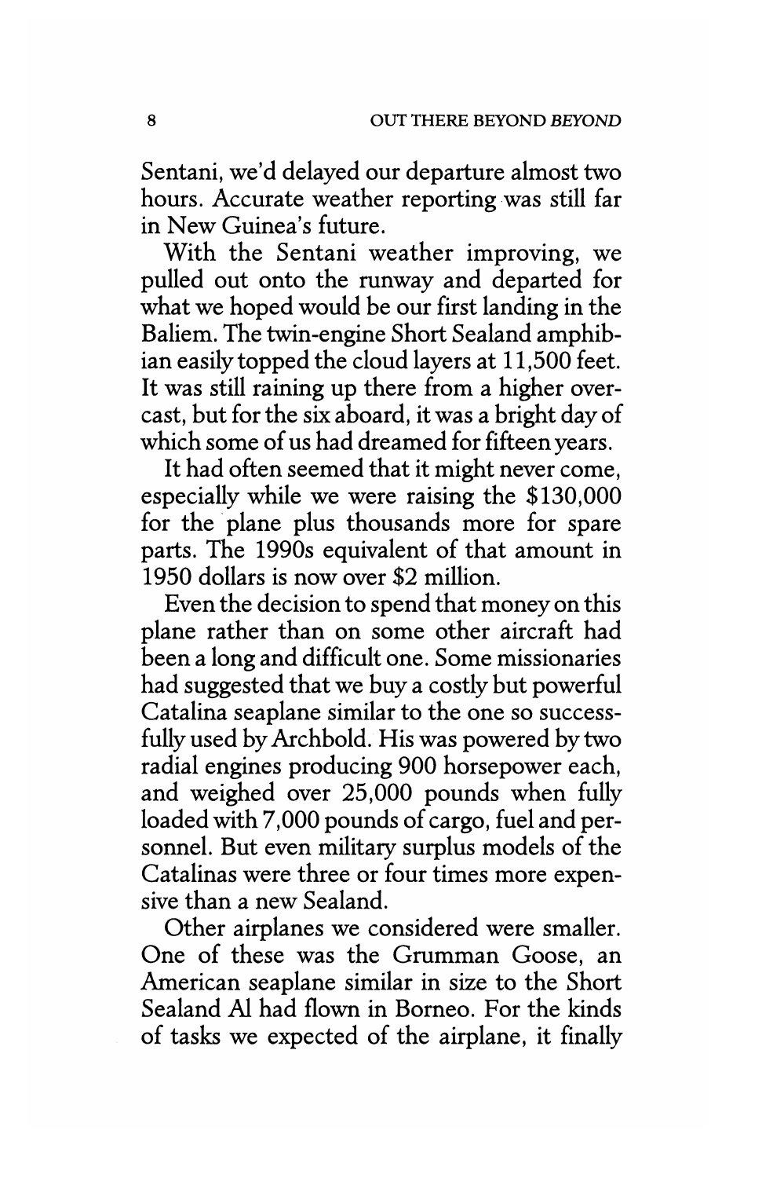Sentani, we'd delayed our departure almost two hours. Accurate weather reporting was still far in New Guinea's future.

With the Sentani weather improving, we pulled out onto the runway and departed for what we hoped would be our first landing in the Baliem. The twin-engine Short Sealand amphibian easily topped the cloud layers at 11,500 feet. It was still raining up there from a higher overcast, but for the six aboard, it was a bright day of which some of us had dreamed for fifteen years.

It had often seemed that it might never come, especially while we were raising the $130,000 for the plane plus thousands more for spare parts. The 1990s equivalent of that amount in 1950 dollars is now over $2 million.

Even the decision to spend that money on this plane rather than on some other aircraft had been a long and difficult one. Some missionaries had suggested that we buy a costly but powerful Catalina seaplane similar to the one so successfully used by Archbold. His was powered by two radial engines producing 900 horsepower each, and weighed over 25,000 pounds when fully loaded with 7,000 pounds of cargo, fuel and personnel. But even military surplus models of the Catalinas were three or four times more expensive than a new Sealand.

Other airplanes we considered were smaller. One of these was the Grumman Goose, an American seaplane similar in size to the Short Sealand Al had flown in Borneo. For the kinds of tasks we expected of the airplane, it finally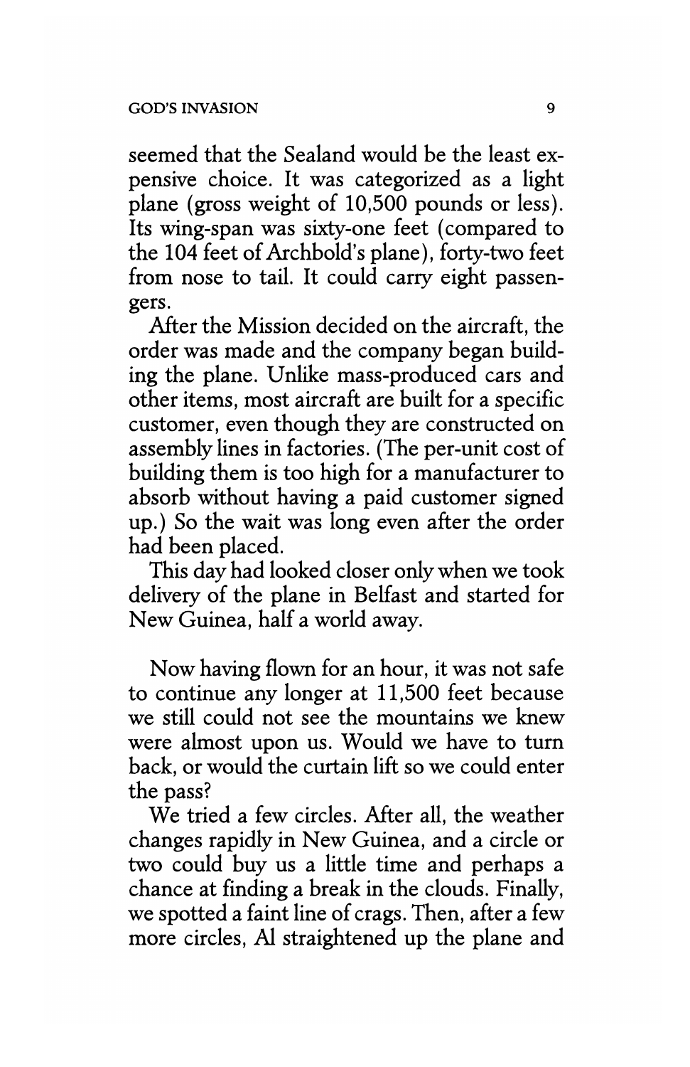seemed that the Sealand would be the least expensive choice. It was categorized as a light plane (gross weight of 10,500 pounds or less). Its wing-span was sixty-one feet (compared to the 104 feet of Archbold's plane), forty-two feet from nose to tail. It could carry eight passengers.

After the Mission decided on the aircraft, the order was made and the company began building the plane. Unlike mass-produced cars and other items, most aircraft are built for a specific customer, even though they are constructed on assembly lines in factories. (The per-unit cost of building them is too high for a manufacturer to absorb without having a paid customer signed up.) So the wait was long even after the order had been placed.

This day had looked closer only when we took delivery of the plane in Belfast and started for New Guinea, half a world away.

Now having flown for an hour, it was not safe to continue any longer at 11,500 feet because we still could not see the mountains we knew were almost upon us. Would we have to turn back, or would the curtain lift so we could enter the pass?

We tried a few circles. After all, the weather changes rapidly in New Guinea, and a circle or two could buy us a little time and perhaps a chance at finding a break in the clouds. Finally, we spotted a faint line of crags. Then, after a few more circles, Al straightened up the plane and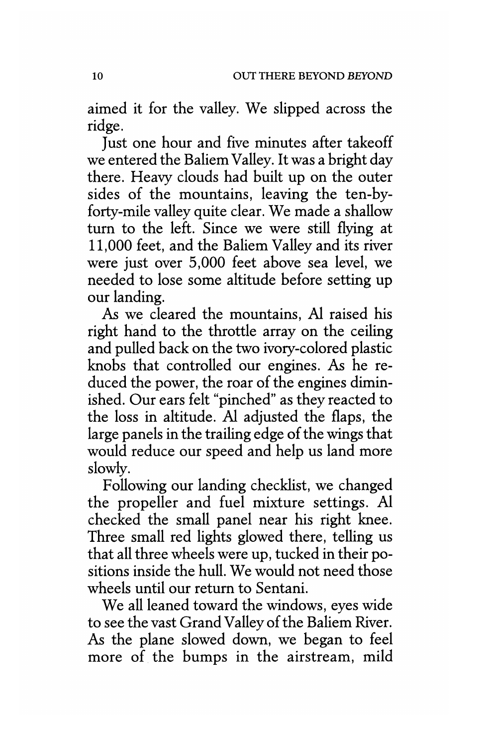aimed it for the valley. We slipped across the ridge.

Just one hour and five minutes after takeoff we entered the Baliem Valley. It was a bright day there. Heavy clouds had built up on the outer sides of the mountains, leaving the ten-by-forty-mile valley quite clear. We made a shallow turn to the left. Since we were still flying at 11,000 feet, and the Baliem Valley and its river were just over 5,000 feet above sea level, we needed to lose some altitude before setting up our landing.

As we cleared the mountains, Al raised his right hand to the throttle array on the ceiling and pulled back on the two ivory-colored plastic knobs that controlled our engines. As he reduced the power, the roar of the engines diminished. Our ears felt "pinched" as they reacted to the loss in altitude. Al adjusted the flaps, the large panels in the trailing edge of the wings that would reduce our speed and help us land more slowly.

Following our landing checklist, we changed the propeller and fuel mixture settings. Al checked the small panel near his right knee. Three small red lights glowed there, telling us that all three wheels were up, tucked in their positions inside the hull. We would not need those wheels until our return to Sentani.

We all leaned toward the windows, eyes wide to see the vast Grand Valley of the Baliem River. As the plane slowed down, we began to feel more of the bumps in the airstream, mild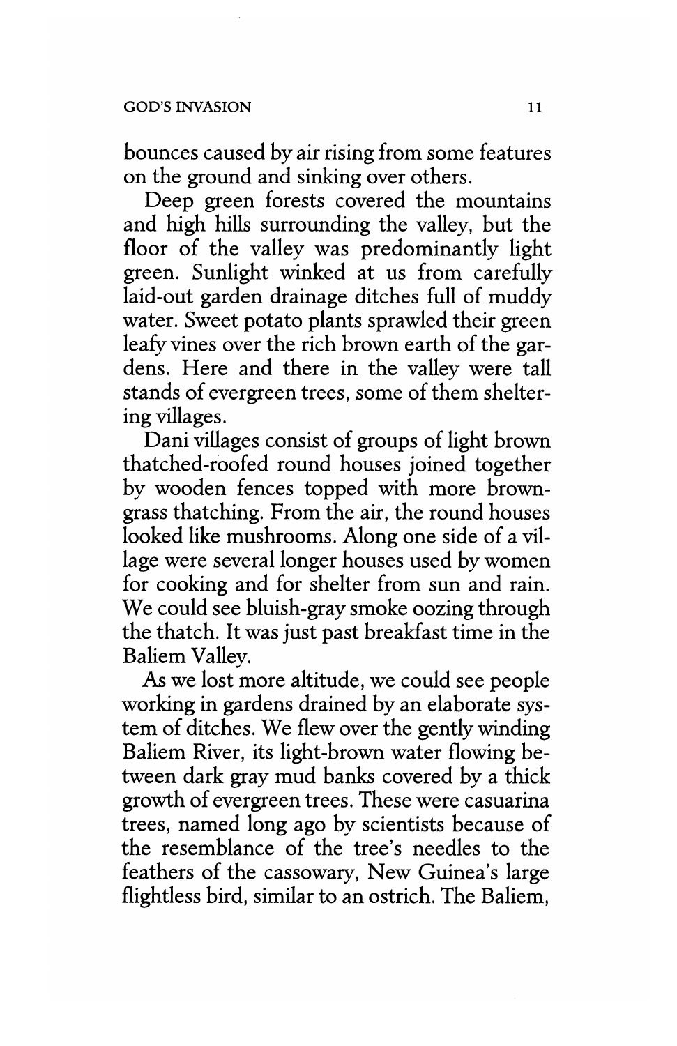bounces caused by air rising from some features on the ground and sinking over others.

Deep green forests covered the mountains and high hills surrounding the valley, but the floor of the valley was predominantly light green. Sunlight winked at us from carefully laid-out garden drainage ditches full of muddy water. Sweet potato plants sprawled their green leafy vines over the rich brown earth of the gardens. Here and there in the valley were tall stands of evergreen trees, some of them sheltering villages.

Dani villages consist of groups of light brown thatched-roofed round houses joined together by wooden fences topped with more brown-grass thatching. From the air, the round houses looked like mushrooms. Along one side of a village were several longer houses used by women for cooking and for shelter from sun and rain. We could see bluish-gray smoke oozing through the thatch. It was just past breakfast time in the Baliem Valley.

As we lost more altitude, we could see people working in gardens drained by an elaborate system of ditches. We flew over the gently winding Baliem River, its light-brown water flowing between dark gray mud banks covered by a thick growth of evergreen trees. These were casuarina trees, named long ago by scientists because of the resemblance of the tree's needles to the feathers of the cassowary, New Guinea's large flightless bird, similar to an ostrich. The Baliem,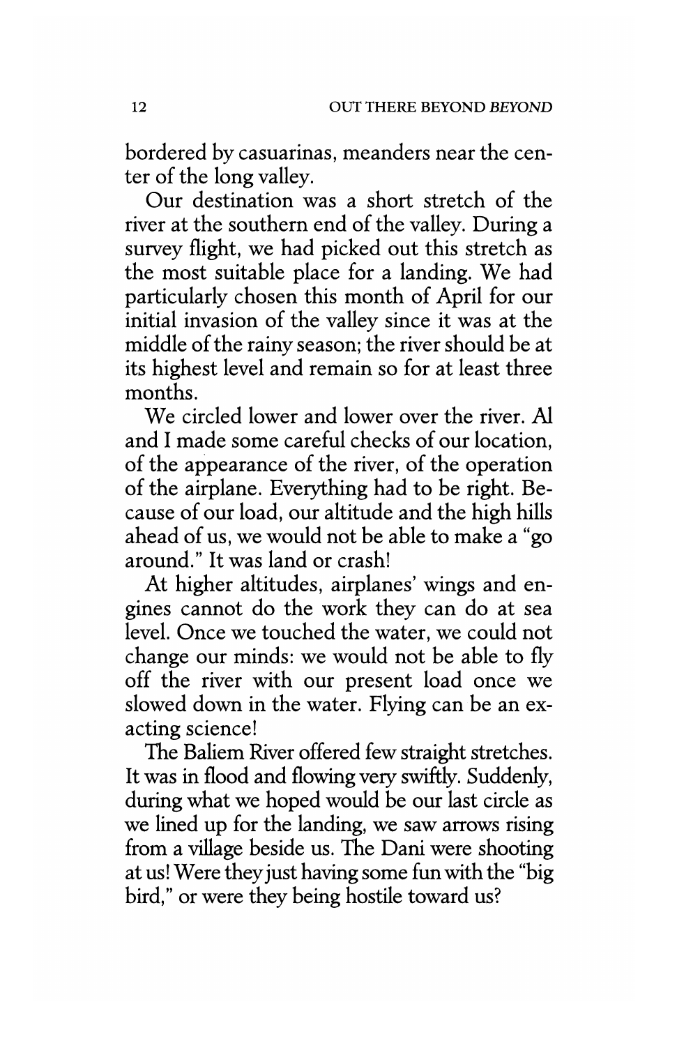bordered by casuarinas, meanders near the center of the long valley.

Our destination was a short stretch of the river at the southern end of the valley. During a survey flight, we had picked out this stretch as the most suitable place for a landing. We had particularly chosen this month of April for our initial invasion of the valley since it was at the middle of the rainy season; the river should be at its highest level and remain so for at least three months.

We circled lower and lower over the river. Al and I made some careful checks of our location, of the appearance of the river, of the operation of the airplane. Everything had to be right. Because of our load, our altitude and the high hills ahead of us, we would not be able to make a "go around." It was land or crash!

At higher altitudes, airplanes' wings and engines cannot do the work they can do at sea level. Once we touched the water, we could not change our minds: we would not be able to fly off the river with our present load once we slowed down in the water. Flying can be an exacting science!

The Baliem River offered few straight stretches. It was in flood and flowing very swiftly. Suddenly, during what we hoped would be our last circle as we lined up for the landing, we saw arrows rising from a village beside us. The Dani were shooting at us! Were they just having some fun with the "big bird," or were they being hostile toward us?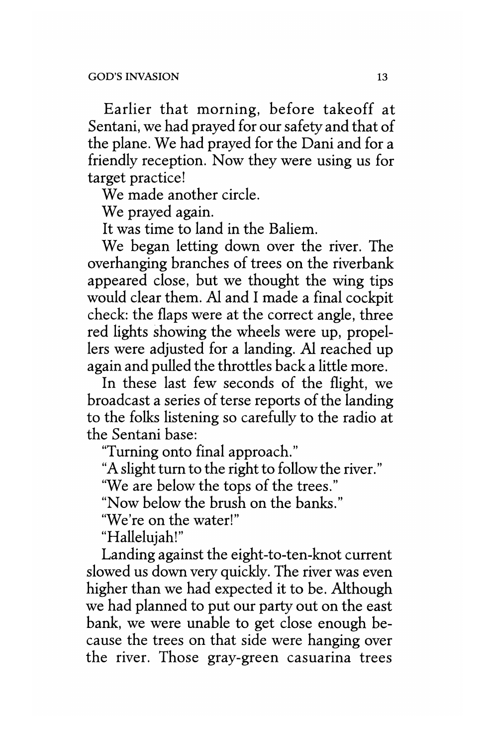Earlier that morning, before takeoff at Sentani, we had prayed for our safety and that of the plane. We had prayed for the Dani and for a friendly reception. Now they were using us for target practice!

We made another circle.

We prayed again.

It was time to land in the Baliem.

We began letting down over the river. The overhanging branches of trees on the riverbank appeared close, but we thought the wing tips would clear them. Al and I made a final cockpit check: the flaps were at the correct angle, three red lights showing the wheels were up, propellers were adjusted for a landing. Al reached up again and pulled the throttles back a little more.

In these last few seconds of the flight, we broadcast a series of terse reports of the landing to the folks listening so carefully to the radio at the Sentani base:

"Turning onto final approach."

"A slight turn to the right to follow the river."

"We are below the tops of the trees."

"Now below the brush on the banks."

"We're on the water!"

"Hallelujah!"

Landing against the eight-to-ten-knot current slowed us down very quickly. The river was even higher than we had expected it to be. Although we had planned to put our party out on the east bank, we were unable to get close enough because the trees on that side were hanging over the river. Those gray-green casuarina trees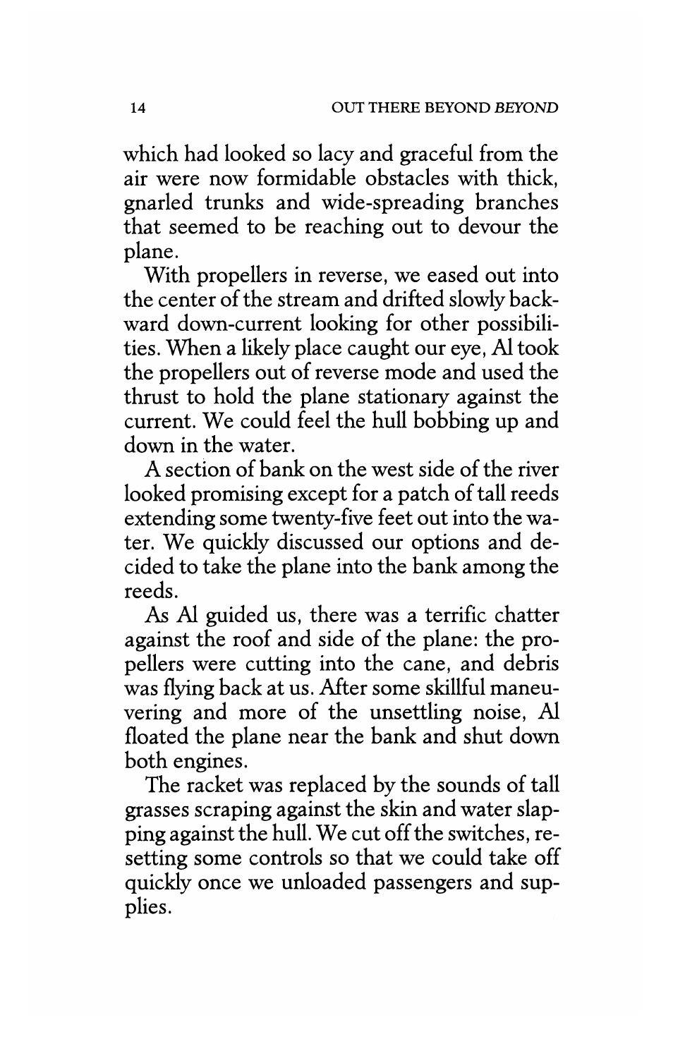which had looked so lacy and graceful from the air were now formidable obstacles with thick, gnarled trunks and wide-spreading branches that seemed to be reaching out to devour the plane.

With propellers in reverse, we eased out into the center of the stream and drifted slowly backward down-current looking for other possibilities. When a likely place caught our eye, Al took the propellers out of reverse mode and used the thrust to hold the plane stationary against the current. We could feel the hull bobbing up and down in the water.

A section of bank on the west side of the river looked promising except for a patch of tall reeds extending some twenty-five feet out into the water. We quickly discussed our options and decided to take the plane into the bank among the reeds.

As Al guided us, there was a terrific chatter against the roof and side of the plane: the propellers were cutting into the cane, and debris was flying back at us. After some skillful maneuvering and more of the unsettling noise, Al floated the plane near the bank and shut down both engines.

The racket was replaced by the sounds of tall grasses scraping against the skin and water slapping against the hull. We cut off the switches, resetting some controls so that we could take off quickly once we unloaded passengers and supplies.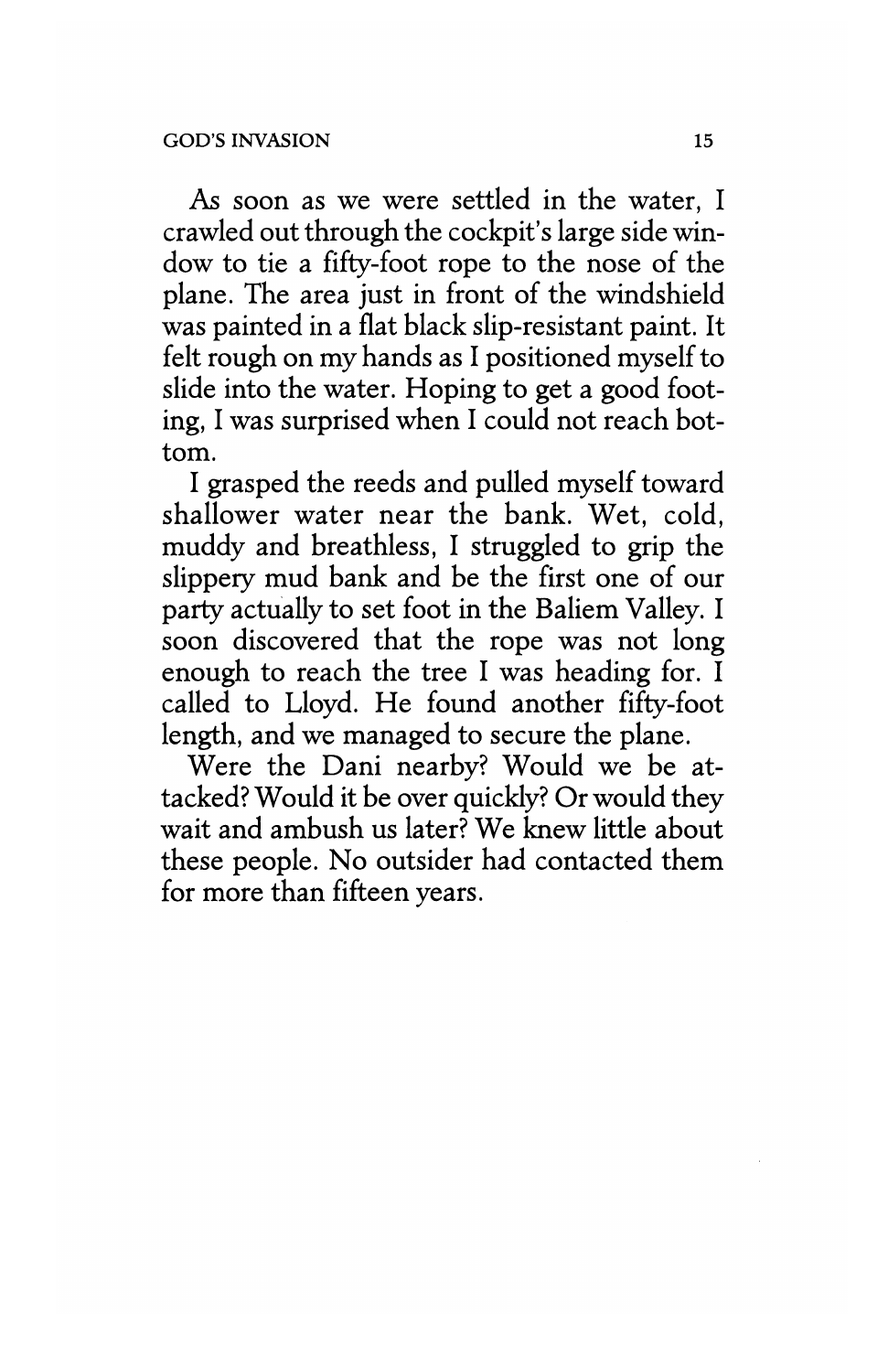As soon as we were settled in the water, I crawled out through the cockpit's large side window to tie a fifty-foot rope to the nose of the plane. The area just in front of the windshield was painted in a flat black slip-resistant paint. It felt rough on my hands as I positioned myself to slide into the water. Hoping to get a good footing, I was surprised when I could not reach bottom.

I grasped the reeds and pulled myself toward shallower water near the bank. Wet, cold, muddy and breathless, I struggled to grip the slippery mud bank and be the first one of our party actually to set foot in the Baliem Valley. I soon discovered that the rope was not long enough to reach the tree I was heading for. I called to Lloyd. He found another fifty-foot length, and we managed to secure the plane.

Were the Dani nearby? Would we be attacked? Would it be over quickly? Or would they wait and ambush us later? We knew little about these people. No outsider had contacted them for more than fifteen years.